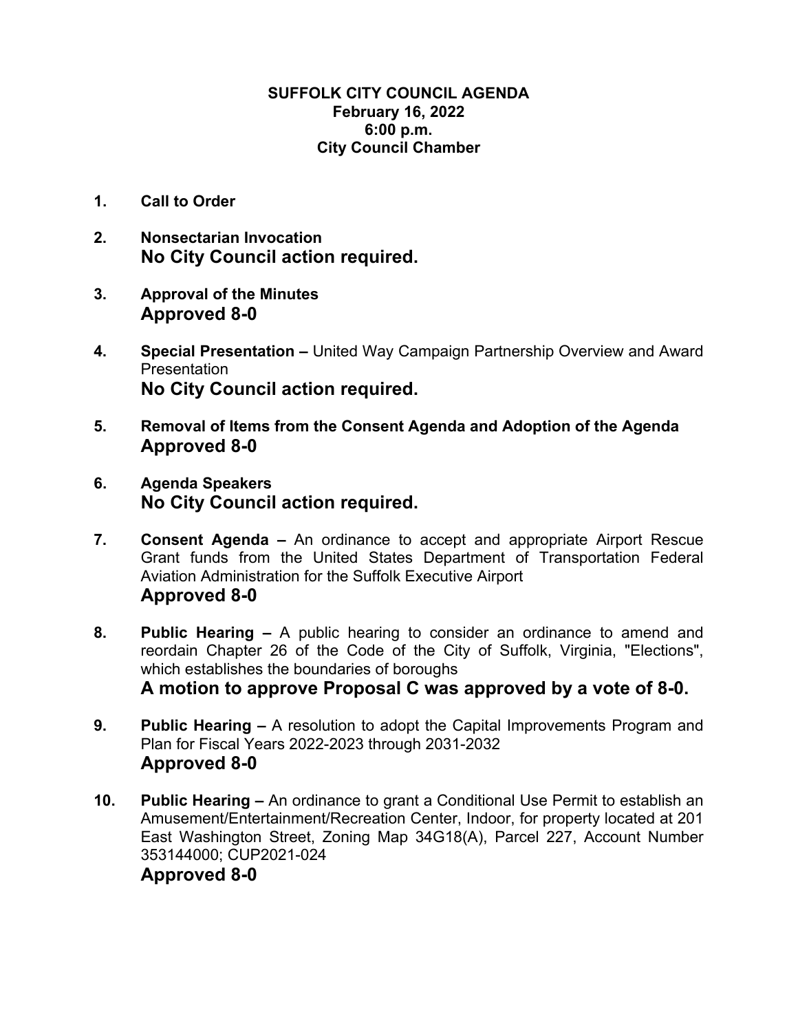# SUFFOLK CITY COUNCIL AGENDA
**February 16, 2022**
**6:00 p.m.**
**City Council Chamber**

1. **Call to Order**

2. **Nonsectarian Invocation**
   **No City Council action required.**

3. **Approval of the Minutes**
   **Approved 8-0**

4. **Special Presentation –** United Way Campaign Partnership Overview and Award Presentation
   **No City Council action required.**

5. **Removal of Items from the Consent Agenda and Adoption of the Agenda**
   **Approved 8-0**

6. **Agenda Speakers**
   **No City Council action required.**

7. **Consent Agenda –** An ordinance to accept and appropriate Airport Rescue Grant funds from the United States Department of Transportation Federal Aviation Administration for the Suffolk Executive Airport
   **Approved 8-0**

8. **Public Hearing –** A public hearing to consider an ordinance to amend and reordain Chapter 26 of the Code of the City of Suffolk, Virginia, "Elections", which establishes the boundaries of boroughs
   **A motion to approve Proposal C was approved by a vote of 8-0.**

9. **Public Hearing –** A resolution to adopt the Capital Improvements Program and Plan for Fiscal Years 2022-2023 through 2031-2032
   **Approved 8-0**

10. **Public Hearing –** An ordinance to grant a Conditional Use Permit to establish an Amusement/Entertainment/Recreation Center, Indoor, for property located at 201 East Washington Street, Zoning Map 34G18(A), Parcel 227, Account Number 353144000; CUP2021-024
    **Approved 8-0**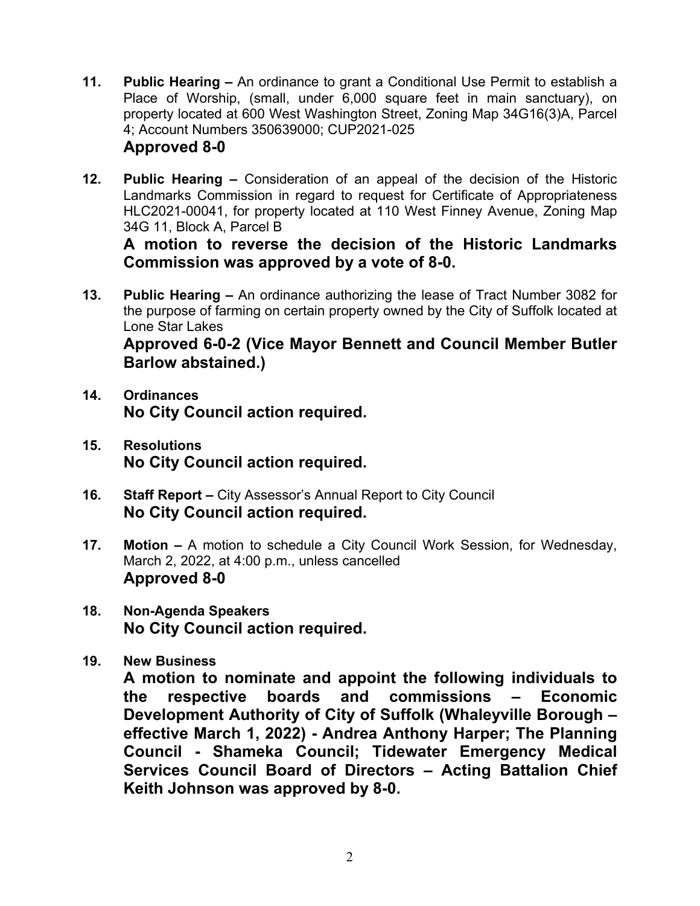11. **Public Hearing –** An ordinance to grant a Conditional Use Permit to establish a Place of Worship, (small, under 6,000 square feet in main sanctuary), on property located at 600 West Washington Street, Zoning Map 34G16(3)A, Parcel 4; Account Numbers 350639000; CUP2021-025
    **Approved 8-0**

12. **Public Hearing –** Consideration of an appeal of the decision of the Historic Landmarks Commission in regard to request for Certificate of Appropriateness HLC2021-00041, for property located at 110 West Finney Avenue, Zoning Map 34G 11, Block A, Parcel B
    **A motion to reverse the decision of the Historic Landmarks Commission was approved by a vote of 8-0.**

13. **Public Hearing –** An ordinance authorizing the lease of Tract Number 3082 for the purpose of farming on certain property owned by the City of Suffolk located at Lone Star Lakes
    **Approved 6-0-2 (Vice Mayor Bennett and Council Member Butler Barlow abstained.)**

14. **Ordinances**
    **No City Council action required.**

15. **Resolutions**
    **No City Council action required.**

16. **Staff Report –** City Assessor's Annual Report to City Council
    **No City Council action required.**

17. **Motion –** A motion to schedule a City Council Work Session, for Wednesday, March 2, 2022, at 4:00 p.m., unless cancelled
    **Approved 8-0**

18. **Non-Agenda Speakers**
    **No City Council action required.**

19. **New Business**
    **A motion to nominate and appoint the following individuals to the respective boards and commissions – Economic Development Authority of City of Suffolk (Whaleyville Borough – effective March 1, 2022) - Andrea Anthony Harper; The Planning Council - Shameka Council; Tidewater Emergency Medical Services Council Board of Directors – Acting Battalion Chief Keith Johnson was approved by 8-0.**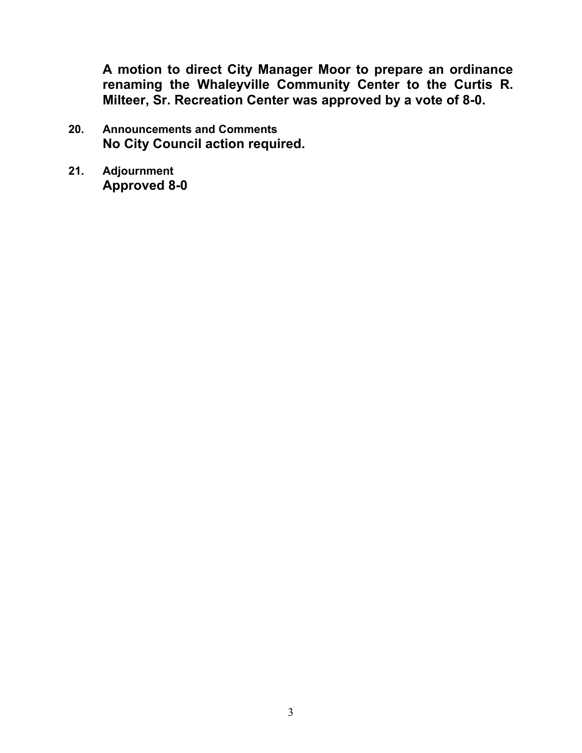**A motion to direct City Manager Moor to prepare an ordinance renaming the Whaleyville Community Center to the Curtis R. Milteer, Sr. Recreation Center was approved by a vote of 8-0.**

20. **Announcements and Comments**
    **No City Council action required.**

21. **Adjournment**
    **Approved 8-0**